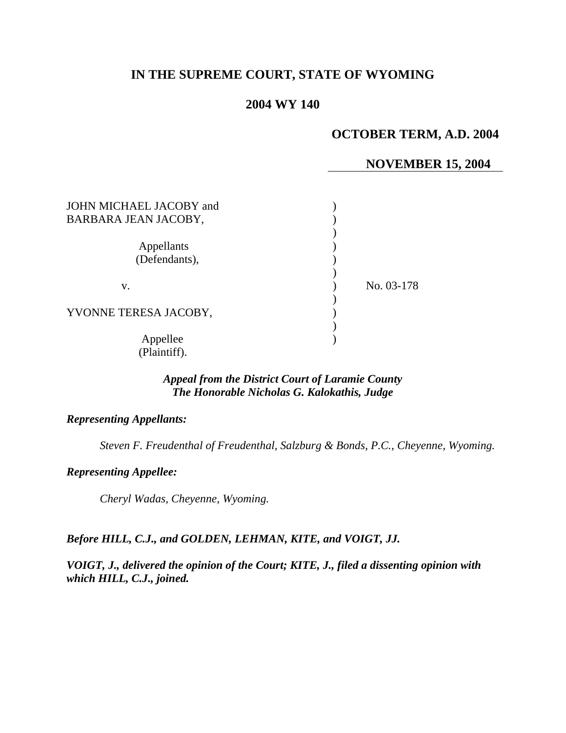# IN THE SUPREME COURT, STATE OF WYOMING

## 2004 WY 140

**OCTOBER TERM, A.D. 2004**

**NOVEMBER 15, 2004**

JOHN MICHAEL JACOBY and BARBARA JEAN JACOBY,

Appellants (Defendants),

v.

YVONNE TERESA JACOBY,

Appellee (Plaintiff).

No. 03-178

***Appeal from the District Court of Laramie County***
***The Honorable Nicholas G. Kalokathis, Judge***

***Representing Appellants:***

*Steven F. Freudenthal of Freudenthal, Salzburg & Bonds, P.C., Cheyenne, Wyoming.*

***Representing Appellee:***

*Cheryl Wadas, Cheyenne, Wyoming.*

***Before HILL, C.J., and GOLDEN, LEHMAN, KITE, and VOIGT, JJ.***

***VOIGT, J., delivered the opinion of the Court; KITE, J., filed a dissenting opinion with which HILL, C.J., joined.***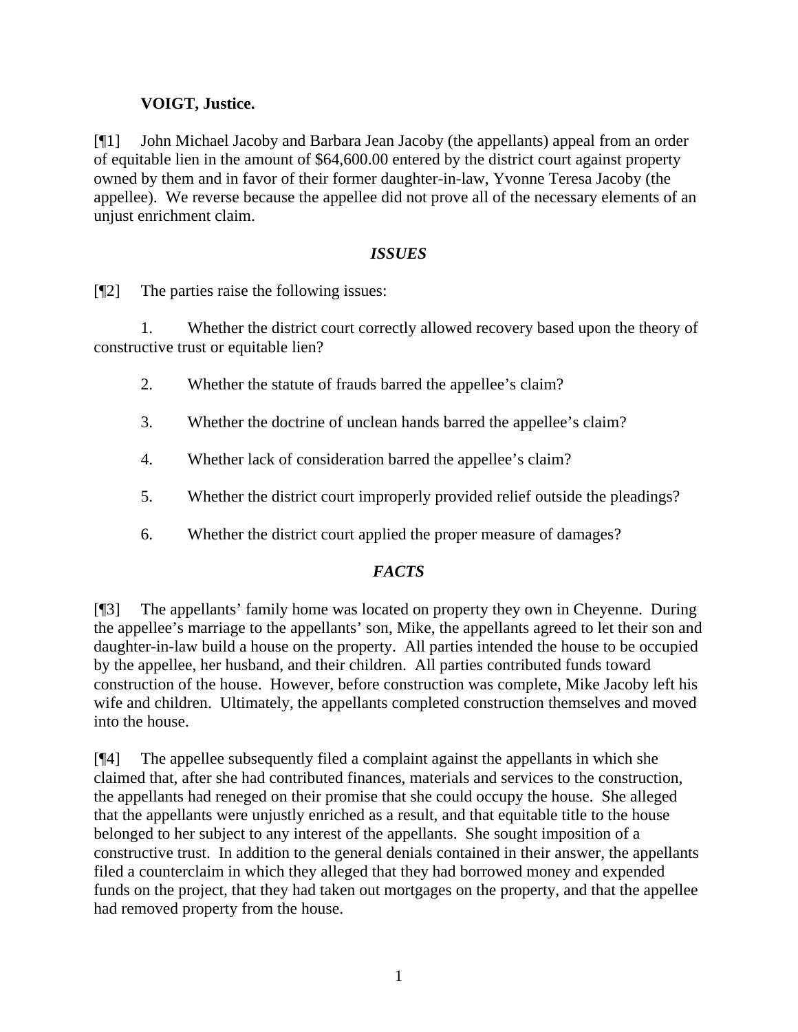**VOIGT, Justice.**

[¶1] John Michael Jacoby and Barbara Jean Jacoby (the appellants) appeal from an order of equitable lien in the amount of $64,600.00 entered by the district court against property owned by them and in favor of their former daughter-in-law, Yvonne Teresa Jacoby (the appellee). We reverse because the appellee did not prove all of the necessary elements of an unjust enrichment claim.

## *ISSUES*

[¶2] The parties raise the following issues:

1. Whether the district court correctly allowed recovery based upon the theory of constructive trust or equitable lien?

2. Whether the statute of frauds barred the appellee's claim?

3. Whether the doctrine of unclean hands barred the appellee's claim?

4. Whether lack of consideration barred the appellee's claim?

5. Whether the district court improperly provided relief outside the pleadings?

6. Whether the district court applied the proper measure of damages?

## *FACTS*

[¶3] The appellants' family home was located on property they own in Cheyenne. During the appellee's marriage to the appellants' son, Mike, the appellants agreed to let their son and daughter-in-law build a house on the property. All parties intended the house to be occupied by the appellee, her husband, and their children. All parties contributed funds toward construction of the house. However, before construction was complete, Mike Jacoby left his wife and children. Ultimately, the appellants completed construction themselves and moved into the house.

[¶4] The appellee subsequently filed a complaint against the appellants in which she claimed that, after she had contributed finances, materials and services to the construction, the appellants had reneged on their promise that she could occupy the house. She alleged that the appellants were unjustly enriched as a result, and that equitable title to the house belonged to her subject to any interest of the appellants. She sought imposition of a constructive trust. In addition to the general denials contained in their answer, the appellants filed a counterclaim in which they alleged that they had borrowed money and expended funds on the project, that they had taken out mortgages on the property, and that the appellee had removed property from the house.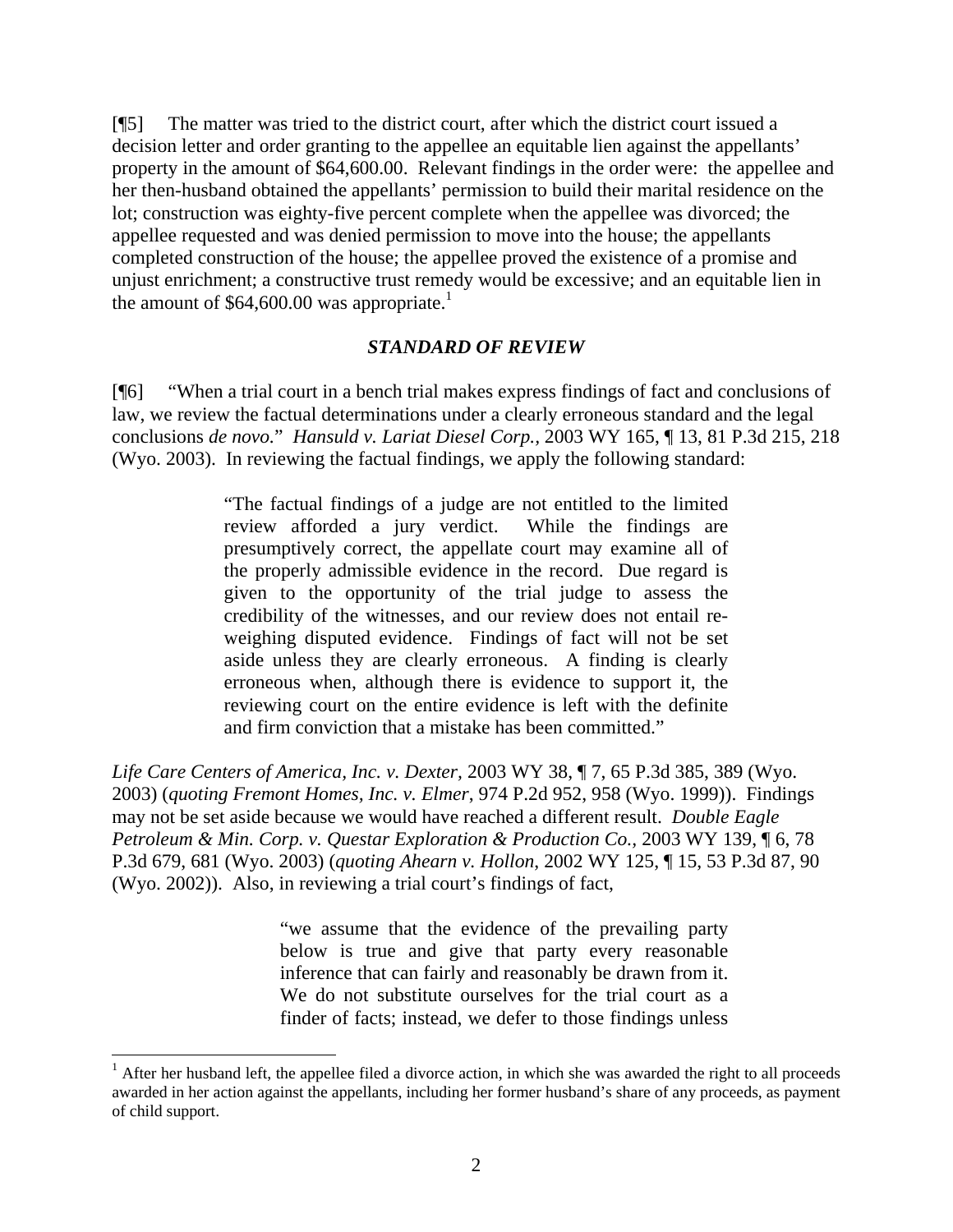[¶5] The matter was tried to the district court, after which the district court issued a decision letter and order granting to the appellee an equitable lien against the appellants' property in the amount of $64,600.00. Relevant findings in the order were: the appellee and her then-husband obtained the appellants' permission to build their marital residence on the lot; construction was eighty-five percent complete when the appellee was divorced; the appellee requested and was denied permission to move into the house; the appellants completed construction of the house; the appellee proved the existence of a promise and unjust enrichment; a constructive trust remedy would be excessive; and an equitable lien in the amount of $64,600.00 was appropriate.[1]

### *STANDARD OF REVIEW*

[¶6] "When a trial court in a bench trial makes express findings of fact and conclusions of law, we review the factual determinations under a clearly erroneous standard and the legal conclusions *de novo*." *Hansuld v. Lariat Diesel Corp.*, 2003 WY 165, ¶ 13, 81 P.3d 215, 218 (Wyo. 2003). In reviewing the factual findings, we apply the following standard:

> "The factual findings of a judge are not entitled to the limited review afforded a jury verdict. While the findings are presumptively correct, the appellate court may examine all of the properly admissible evidence in the record. Due regard is given to the opportunity of the trial judge to assess the credibility of the witnesses, and our review does not entail re-weighing disputed evidence. Findings of fact will not be set aside unless they are clearly erroneous. A finding is clearly erroneous when, although there is evidence to support it, the reviewing court on the entire evidence is left with the definite and firm conviction that a mistake has been committed."

*Life Care Centers of America, Inc. v. Dexter*, 2003 WY 38, ¶ 7, 65 P.3d 385, 389 (Wyo. 2003) (*quoting Fremont Homes, Inc. v. Elmer*, 974 P.2d 952, 958 (Wyo. 1999)). Findings may not be set aside because we would have reached a different result. *Double Eagle Petroleum & Min. Corp. v. Questar Exploration & Production Co.*, 2003 WY 139, ¶ 6, 78 P.3d 679, 681 (Wyo. 2003) (*quoting Ahearn v. Hollon*, 2002 WY 125, ¶ 15, 53 P.3d 87, 90 (Wyo. 2002)). Also, in reviewing a trial court's findings of fact,

> "we assume that the evidence of the prevailing party below is true and give that party every reasonable inference that can fairly and reasonably be drawn from it. We do not substitute ourselves for the trial court as a finder of facts; instead, we defer to those findings unless

[1] After her husband left, the appellee filed a divorce action, in which she was awarded the right to all proceeds awarded in her action against the appellants, including her former husband's share of any proceeds, as payment of child support.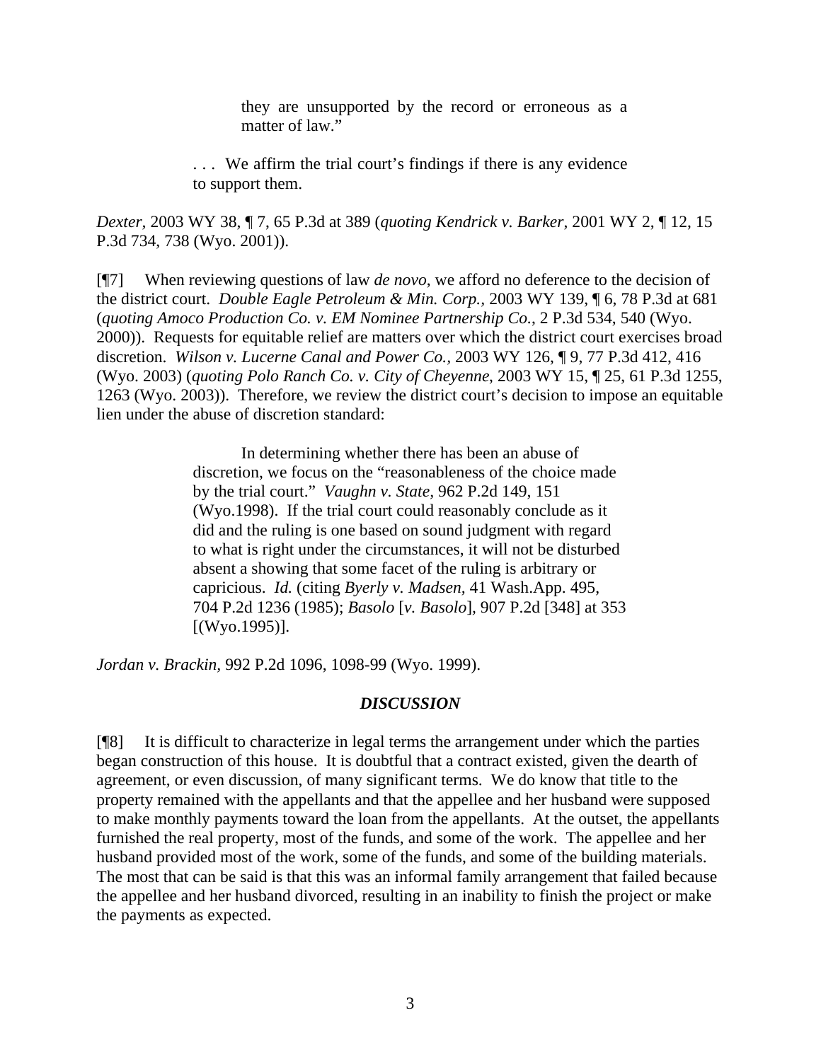> they are unsupported by the record or erroneous as a matter of law."
>
> . . . We affirm the trial court's findings if there is any evidence to support them.

*Dexter*, 2003 WY 38, ¶ 7, 65 P.3d at 389 (*quoting Kendrick v. Barker*, 2001 WY 2, ¶ 12, 15 P.3d 734, 738 (Wyo. 2001)).

[¶7] When reviewing questions of law *de novo*, we afford no deference to the decision of the district court. *Double Eagle Petroleum & Min. Corp.*, 2003 WY 139, ¶ 6, 78 P.3d at 681 (*quoting Amoco Production Co. v. EM Nominee Partnership Co.*, 2 P.3d 534, 540 (Wyo. 2000)). Requests for equitable relief are matters over which the district court exercises broad discretion. *Wilson v. Lucerne Canal and Power Co.*, 2003 WY 126, ¶ 9, 77 P.3d 412, 416 (Wyo. 2003) (*quoting Polo Ranch Co. v. City of Cheyenne*, 2003 WY 15, ¶ 25, 61 P.3d 1255, 1263 (Wyo. 2003)). Therefore, we review the district court's decision to impose an equitable lien under the abuse of discretion standard:

> In determining whether there has been an abuse of discretion, we focus on the "reasonableness of the choice made by the trial court." *Vaughn v. State*, 962 P.2d 149, 151 (Wyo.1998). If the trial court could reasonably conclude as it did and the ruling is one based on sound judgment with regard to what is right under the circumstances, it will not be disturbed absent a showing that some facet of the ruling is arbitrary or capricious. *Id.* (citing *Byerly v. Madsen*, 41 Wash.App. 495, 704 P.2d 1236 (1985); *Basolo* [*v. Basolo*], 907 P.2d [348] at 353 [(Wyo.1995)].

*Jordan v. Brackin*, 992 P.2d 1096, 1098-99 (Wyo. 1999).

## *DISCUSSION*

[¶8] It is difficult to characterize in legal terms the arrangement under which the parties began construction of this house. It is doubtful that a contract existed, given the dearth of agreement, or even discussion, of many significant terms. We do know that title to the property remained with the appellants and that the appellee and her husband were supposed to make monthly payments toward the loan from the appellants. At the outset, the appellants furnished the real property, most of the funds, and some of the work. The appellee and her husband provided most of the work, some of the funds, and some of the building materials. The most that can be said is that this was an informal family arrangement that failed because the appellee and her husband divorced, resulting in an inability to finish the project or make the payments as expected.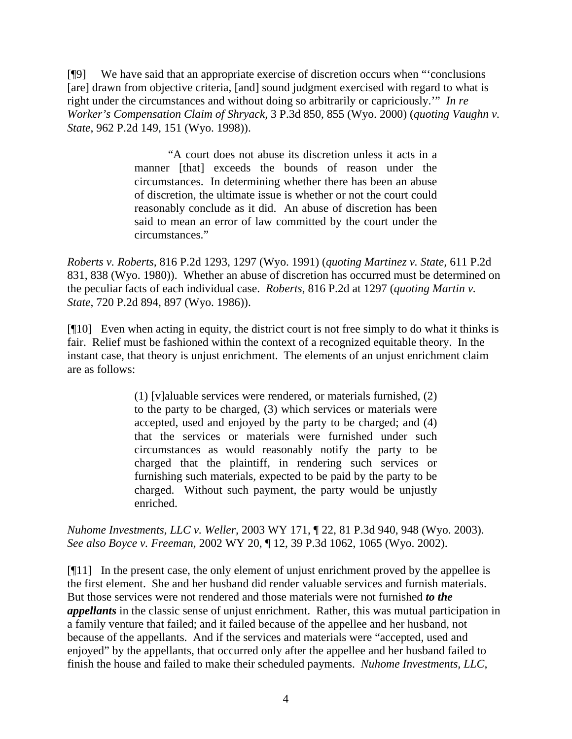[¶9] We have said that an appropriate exercise of discretion occurs when "'conclusions [are] drawn from objective criteria, [and] sound judgment exercised with regard to what is right under the circumstances and without doing so arbitrarily or capriciously.'" *In re Worker's Compensation Claim of Shryack,* 3 P.3d 850, 855 (Wyo. 2000) (*quoting Vaughn v. State*, 962 P.2d 149, 151 (Wyo. 1998)).

> "A court does not abuse its discretion unless it acts in a manner [that] exceeds the bounds of reason under the circumstances. In determining whether there has been an abuse of discretion, the ultimate issue is whether or not the court could reasonably conclude as it did. An abuse of discretion has been said to mean an error of law committed by the court under the circumstances."

*Roberts v. Roberts*, 816 P.2d 1293, 1297 (Wyo. 1991) (*quoting Martinez v. State,* 611 P.2d 831, 838 (Wyo. 1980)). Whether an abuse of discretion has occurred must be determined on the peculiar facts of each individual case. *Roberts*, 816 P.2d at 1297 (*quoting Martin v. State*, 720 P.2d 894, 897 (Wyo. 1986)).

[¶10] Even when acting in equity, the district court is not free simply to do what it thinks is fair. Relief must be fashioned within the context of a recognized equitable theory. In the instant case, that theory is unjust enrichment. The elements of an unjust enrichment claim are as follows:

> (1) [v]aluable services were rendered, or materials furnished, (2) to the party to be charged, (3) which services or materials were accepted, used and enjoyed by the party to be charged; and (4) that the services or materials were furnished under such circumstances as would reasonably notify the party to be charged that the plaintiff, in rendering such services or furnishing such materials, expected to be paid by the party to be charged. Without such payment, the party would be unjustly enriched.

*Nuhome Investments, LLC v. Weller*, 2003 WY 171, ¶ 22, 81 P.3d 940, 948 (Wyo. 2003). *See also Boyce v. Freeman*, 2002 WY 20, ¶ 12, 39 P.3d 1062, 1065 (Wyo. 2002).

[¶11] In the present case, the only element of unjust enrichment proved by the appellee is the first element. She and her husband did render valuable services and furnish materials. But those services were not rendered and those materials were not furnished ***to the appellants*** in the classic sense of unjust enrichment. Rather, this was mutual participation in a family venture that failed; and it failed because of the appellee and her husband, not because of the appellants. And if the services and materials were "accepted, used and enjoyed" by the appellants, that occurred only after the appellee and her husband failed to finish the house and failed to make their scheduled payments. *Nuhome Investments, LLC*,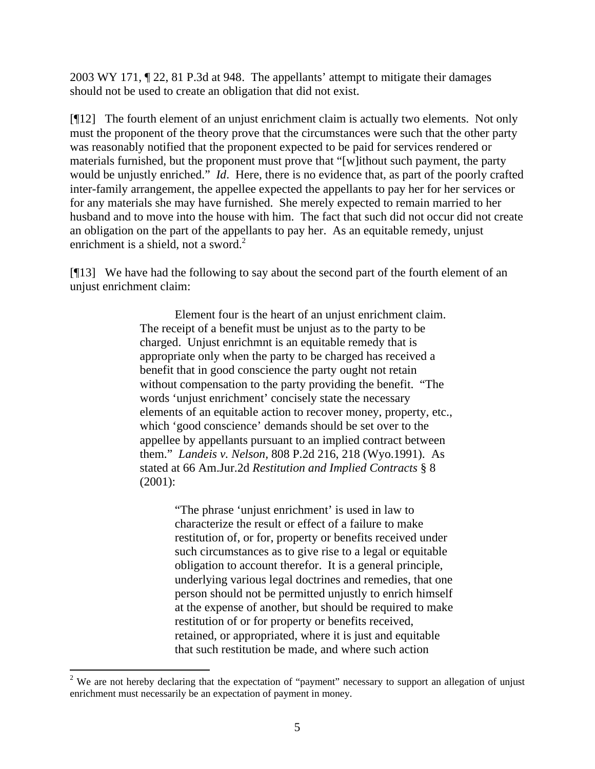2003 WY 171, ¶ 22, 81 P.3d at 948. The appellants' attempt to mitigate their damages should not be used to create an obligation that did not exist.

[¶12] The fourth element of an unjust enrichment claim is actually two elements. Not only must the proponent of the theory prove that the circumstances were such that the other party was reasonably notified that the proponent expected to be paid for services rendered or materials furnished, but the proponent must prove that "[w]ithout such payment, the party would be unjustly enriched." *Id*. Here, there is no evidence that, as part of the poorly crafted inter-family arrangement, the appellee expected the appellants to pay her for her services or for any materials she may have furnished. She merely expected to remain married to her husband and to move into the house with him. The fact that such did not occur did not create an obligation on the part of the appellants to pay her. As an equitable remedy, unjust enrichment is a shield, not a sword.[2]

[¶13] We have had the following to say about the second part of the fourth element of an unjust enrichment claim:

> Element four is the heart of an unjust enrichment claim. The receipt of a benefit must be unjust as to the party to be charged. Unjust enrichmnt is an equitable remedy that is appropriate only when the party to be charged has received a benefit that in good conscience the party ought not retain without compensation to the party providing the benefit. "The words 'unjust enrichment' concisely state the necessary elements of an equitable action to recover money, property, etc., which 'good conscience' demands should be set over to the appellee by appellants pursuant to an implied contract between them." *Landeis v. Nelson*, 808 P.2d 216, 218 (Wyo.1991). As stated at 66 Am.Jur.2d *Restitution and Implied Contracts* § 8 (2001):
>
> > "The phrase 'unjust enrichment' is used in law to characterize the result or effect of a failure to make restitution of, or for, property or benefits received under such circumstances as to give rise to a legal or equitable obligation to account therefor. It is a general principle, underlying various legal doctrines and remedies, that one person should not be permitted unjustly to enrich himself at the expense of another, but should be required to make restitution of or for property or benefits received, retained, or appropriated, where it is just and equitable that such restitution be made, and where such action

[2] We are not hereby declaring that the expectation of "payment" necessary to support an allegation of unjust enrichment must necessarily be an expectation of payment in money.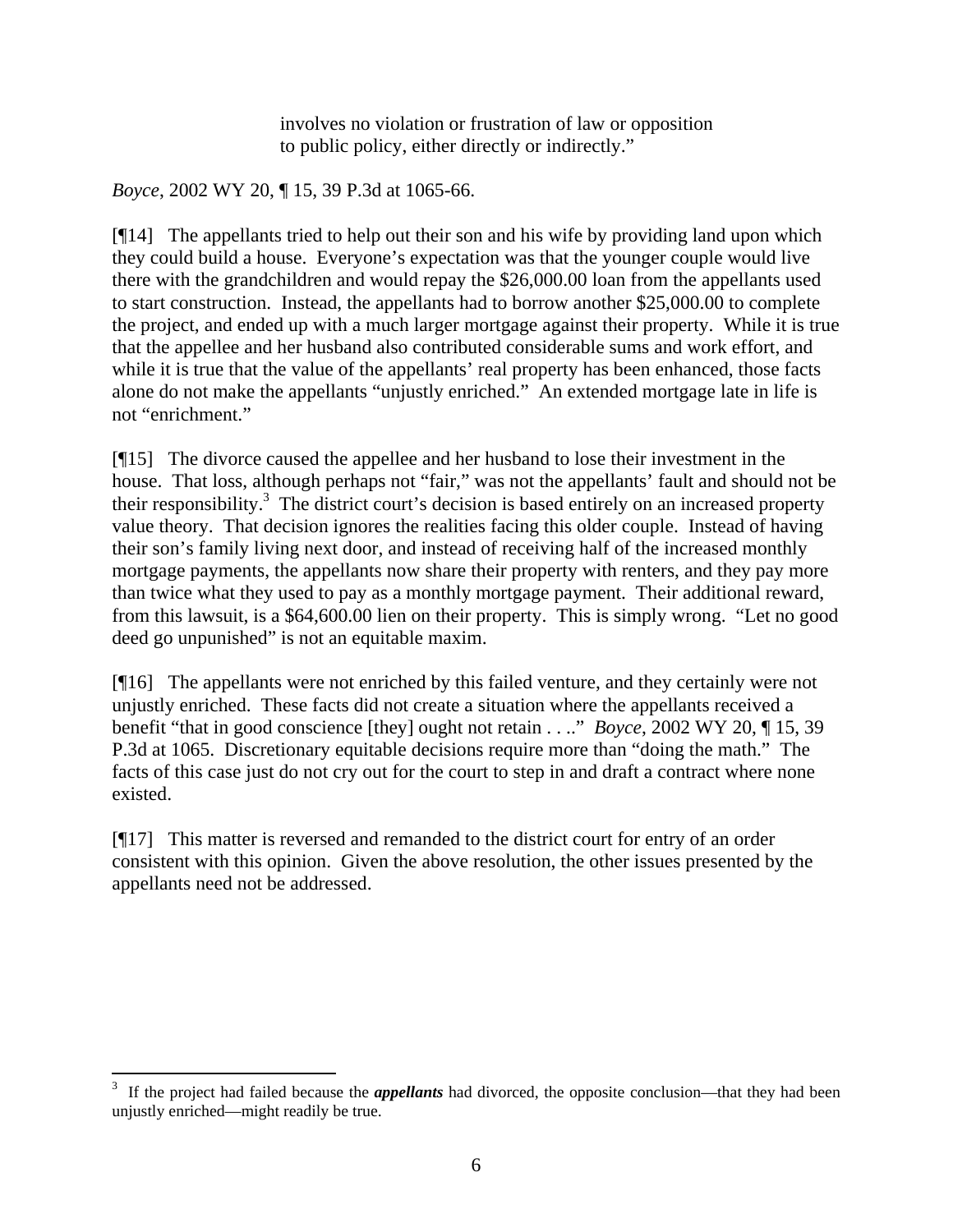> involves no violation or frustration of law or opposition to public policy, either directly or indirectly."

*Boyce*, 2002 WY 20, ¶ 15, 39 P.3d at 1065-66.

[¶14] The appellants tried to help out their son and his wife by providing land upon which they could build a house. Everyone's expectation was that the younger couple would live there with the grandchildren and would repay the $26,000.00 loan from the appellants used to start construction. Instead, the appellants had to borrow another $25,000.00 to complete the project, and ended up with a much larger mortgage against their property. While it is true that the appellee and her husband also contributed considerable sums and work effort, and while it is true that the value of the appellants' real property has been enhanced, those facts alone do not make the appellants "unjustly enriched." An extended mortgage late in life is not "enrichment."

[¶15] The divorce caused the appellee and her husband to lose their investment in the house. That loss, although perhaps not "fair," was not the appellants' fault and should not be their responsibility.[3] The district court's decision is based entirely on an increased property value theory. That decision ignores the realities facing this older couple. Instead of having their son's family living next door, and instead of receiving half of the increased monthly mortgage payments, the appellants now share their property with renters, and they pay more than twice what they used to pay as a monthly mortgage payment. Their additional reward, from this lawsuit, is a $64,600.00 lien on their property. This is simply wrong. "Let no good deed go unpunished" is not an equitable maxim.

[¶16] The appellants were not enriched by this failed venture, and they certainly were not unjustly enriched. These facts did not create a situation where the appellants received a benefit "that in good conscience [they] ought not retain . . .." *Boyce*, 2002 WY 20, ¶ 15, 39 P.3d at 1065. Discretionary equitable decisions require more than "doing the math." The facts of this case just do not cry out for the court to step in and draft a contract where none existed.

[¶17] This matter is reversed and remanded to the district court for entry of an order consistent with this opinion. Given the above resolution, the other issues presented by the appellants need not be addressed.

---

[3] If the project had failed because the ***appellants*** had divorced, the opposite conclusion—that they had been unjustly enriched—might readily be true.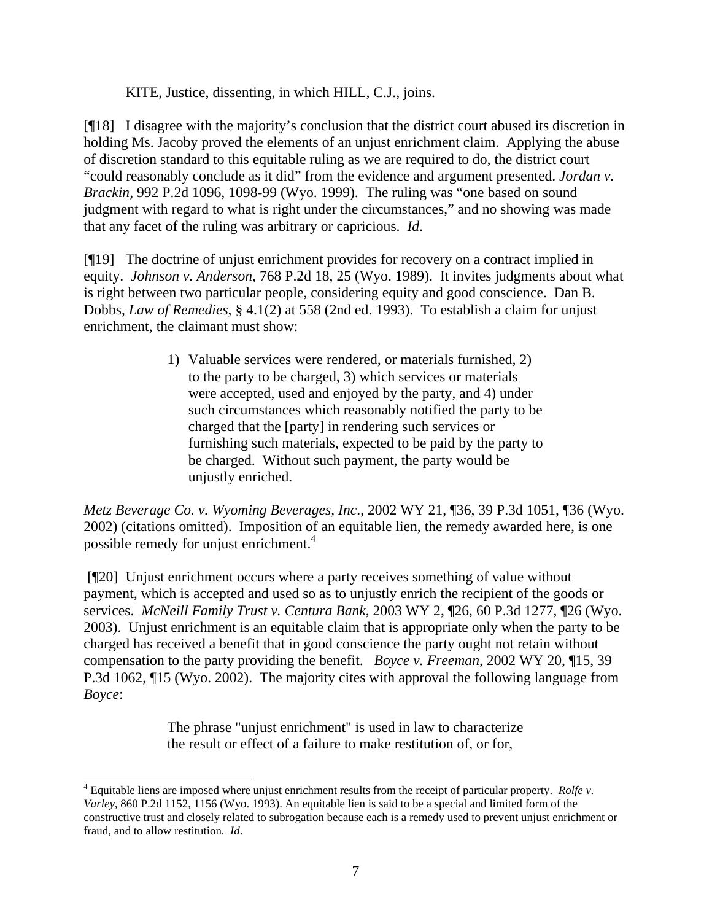KITE, Justice, dissenting, in which HILL, C.J., joins.

[¶18] I disagree with the majority's conclusion that the district court abused its discretion in holding Ms. Jacoby proved the elements of an unjust enrichment claim. Applying the abuse of discretion standard to this equitable ruling as we are required to do, the district court "could reasonably conclude as it did" from the evidence and argument presented. *Jordan v. Brackin*, 992 P.2d 1096, 1098-99 (Wyo. 1999). The ruling was "one based on sound judgment with regard to what is right under the circumstances," and no showing was made that any facet of the ruling was arbitrary or capricious. *Id*.

[¶19] The doctrine of unjust enrichment provides for recovery on a contract implied in equity. *Johnson v. Anderson*, 768 P.2d 18, 25 (Wyo. 1989). It invites judgments about what is right between two particular people, considering equity and good conscience. Dan B. Dobbs, *Law of Remedies*, § 4.1(2) at 558 (2nd ed. 1993). To establish a claim for unjust enrichment, the claimant must show:

> 1) Valuable services were rendered, or materials furnished, 2) to the party to be charged, 3) which services or materials were accepted, used and enjoyed by the party, and 4) under such circumstances which reasonably notified the party to be charged that the [party] in rendering such services or furnishing such materials, expected to be paid by the party to be charged. Without such payment, the party would be unjustly enriched.

*Metz Beverage Co. v. Wyoming Beverages, Inc*., 2002 WY 21, ¶36, 39 P.3d 1051, ¶36 (Wyo. 2002) (citations omitted). Imposition of an equitable lien, the remedy awarded here, is one possible remedy for unjust enrichment.[4]

[¶20] Unjust enrichment occurs where a party receives something of value without payment, which is accepted and used so as to unjustly enrich the recipient of the goods or services. *McNeill Family Trust v. Centura Bank*, 2003 WY 2, ¶26, 60 P.3d 1277, ¶26 (Wyo. 2003). Unjust enrichment is an equitable claim that is appropriate only when the party to be charged has received a benefit that in good conscience the party ought not retain without compensation to the party providing the benefit. *Boyce v. Freeman*, 2002 WY 20, ¶15, 39 P.3d 1062, ¶15 (Wyo. 2002). The majority cites with approval the following language from *Boyce*:

> The phrase "unjust enrichment" is used in law to characterize the result or effect of a failure to make restitution of, or for,

[4] Equitable liens are imposed where unjust enrichment results from the receipt of particular property. *Rolfe v. Varley*, 860 P.2d 1152, 1156 (Wyo. 1993). An equitable lien is said to be a special and limited form of the constructive trust and closely related to subrogation because each is a remedy used to prevent unjust enrichment or fraud, and to allow restitution. *Id*.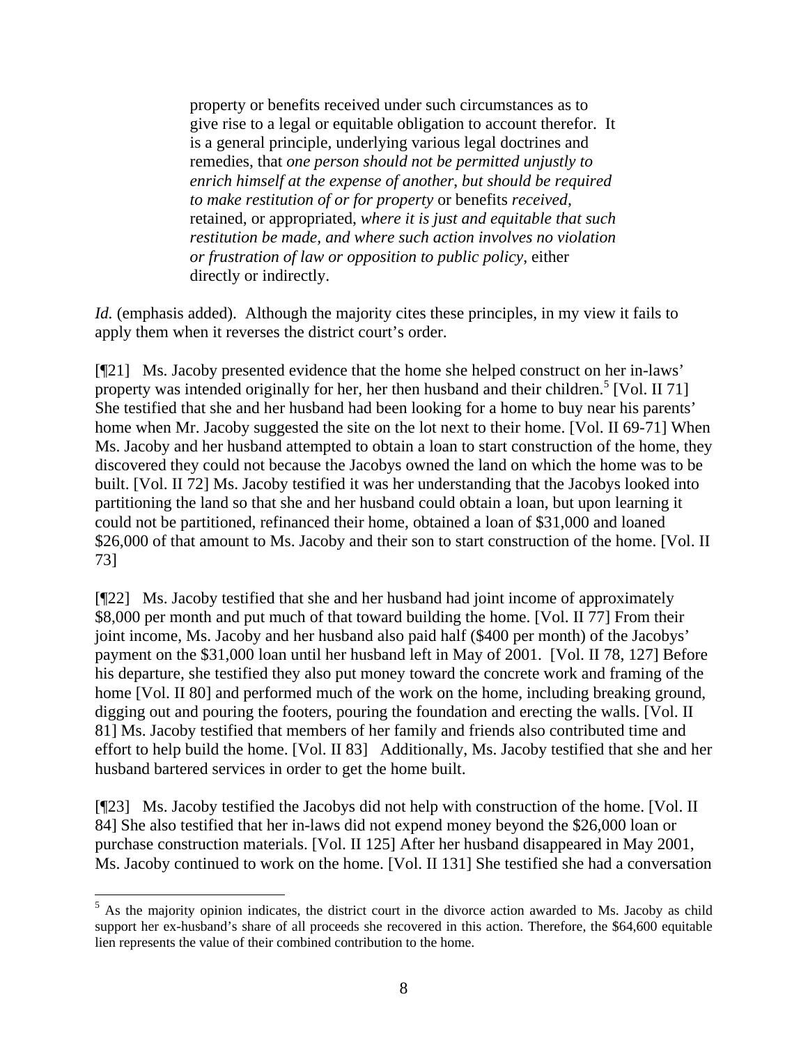> property or benefits received under such circumstances as to give rise to a legal or equitable obligation to account therefor. It is a general principle, underlying various legal doctrines and remedies, that *one person should not be permitted unjustly to enrich himself at the expense of another, but should be required to make restitution of or for property* or benefits *received*, retained, or appropriated, *where it is just and equitable that such restitution be made, and where such action involves no violation or frustration of law or opposition to public policy*, either directly or indirectly.

*Id.* (emphasis added). Although the majority cites these principles, in my view it fails to apply them when it reverses the district court's order.

[¶21] Ms. Jacoby presented evidence that the home she helped construct on her in-laws' property was intended originally for her, her then husband and their children.[5] [Vol. II 71] She testified that she and her husband had been looking for a home to buy near his parents' home when Mr. Jacoby suggested the site on the lot next to their home. [Vol. II 69-71] When Ms. Jacoby and her husband attempted to obtain a loan to start construction of the home, they discovered they could not because the Jacobys owned the land on which the home was to be built. [Vol. II 72] Ms. Jacoby testified it was her understanding that the Jacobys looked into partitioning the land so that she and her husband could obtain a loan, but upon learning it could not be partitioned, refinanced their home, obtained a loan of $31,000 and loaned $26,000 of that amount to Ms. Jacoby and their son to start construction of the home. [Vol. II 73]

[¶22] Ms. Jacoby testified that she and her husband had joint income of approximately $8,000 per month and put much of that toward building the home. [Vol. II 77] From their joint income, Ms. Jacoby and her husband also paid half ($400 per month) of the Jacobys' payment on the $31,000 loan until her husband left in May of 2001. [Vol. II 78, 127] Before his departure, she testified they also put money toward the concrete work and framing of the home [Vol. II 80] and performed much of the work on the home, including breaking ground, digging out and pouring the footers, pouring the foundation and erecting the walls. [Vol. II 81] Ms. Jacoby testified that members of her family and friends also contributed time and effort to help build the home. [Vol. II 83] Additionally, Ms. Jacoby testified that she and her husband bartered services in order to get the home built.

[¶23] Ms. Jacoby testified the Jacobys did not help with construction of the home. [Vol. II 84] She also testified that her in-laws did not expend money beyond the $26,000 loan or purchase construction materials. [Vol. II 125] After her husband disappeared in May 2001, Ms. Jacoby continued to work on the home. [Vol. II 131] She testified she had a conversation

---

[5] As the majority opinion indicates, the district court in the divorce action awarded to Ms. Jacoby as child support her ex-husband's share of all proceeds she recovered in this action. Therefore, the $64,600 equitable lien represents the value of their combined contribution to the home.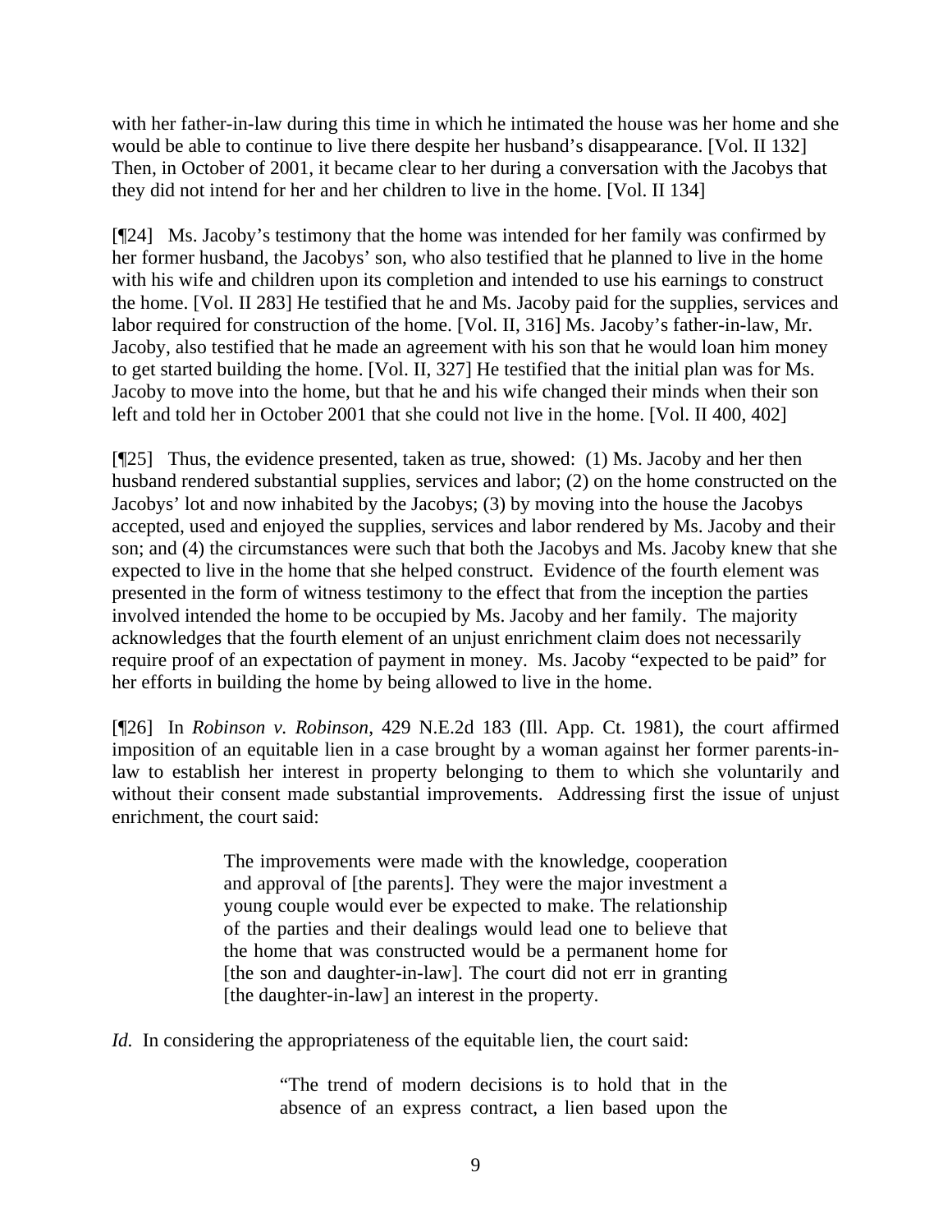with her father-in-law during this time in which he intimated the house was her home and she would be able to continue to live there despite her husband's disappearance. [Vol. II 132] Then, in October of 2001, it became clear to her during a conversation with the Jacobys that they did not intend for her and her children to live in the home. [Vol. II 134]

[¶24] Ms. Jacoby's testimony that the home was intended for her family was confirmed by her former husband, the Jacobys' son, who also testified that he planned to live in the home with his wife and children upon its completion and intended to use his earnings to construct the home. [Vol. II 283] He testified that he and Ms. Jacoby paid for the supplies, services and labor required for construction of the home. [Vol. II, 316] Ms. Jacoby's father-in-law, Mr. Jacoby, also testified that he made an agreement with his son that he would loan him money to get started building the home. [Vol. II, 327] He testified that the initial plan was for Ms. Jacoby to move into the home, but that he and his wife changed their minds when their son left and told her in October 2001 that she could not live in the home. [Vol. II 400, 402]

[¶25] Thus, the evidence presented, taken as true, showed: (1) Ms. Jacoby and her then husband rendered substantial supplies, services and labor; (2) on the home constructed on the Jacobys' lot and now inhabited by the Jacobys; (3) by moving into the house the Jacobys accepted, used and enjoyed the supplies, services and labor rendered by Ms. Jacoby and their son; and (4) the circumstances were such that both the Jacobys and Ms. Jacoby knew that she expected to live in the home that she helped construct. Evidence of the fourth element was presented in the form of witness testimony to the effect that from the inception the parties involved intended the home to be occupied by Ms. Jacoby and her family. The majority acknowledges that the fourth element of an unjust enrichment claim does not necessarily require proof of an expectation of payment in money. Ms. Jacoby "expected to be paid" for her efforts in building the home by being allowed to live in the home.

[¶26] In *Robinson v. Robinson*, 429 N.E.2d 183 (Ill. App. Ct. 1981), the court affirmed imposition of an equitable lien in a case brought by a woman against her former parents-in-law to establish her interest in property belonging to them to which she voluntarily and without their consent made substantial improvements. Addressing first the issue of unjust enrichment, the court said:

> The improvements were made with the knowledge, cooperation and approval of [the parents]. They were the major investment a young couple would ever be expected to make. The relationship of the parties and their dealings would lead one to believe that the home that was constructed would be a permanent home for [the son and daughter-in-law]. The court did not err in granting [the daughter-in-law] an interest in the property.

*Id.* In considering the appropriateness of the equitable lien, the court said:

> "The trend of modern decisions is to hold that in the absence of an express contract, a lien based upon the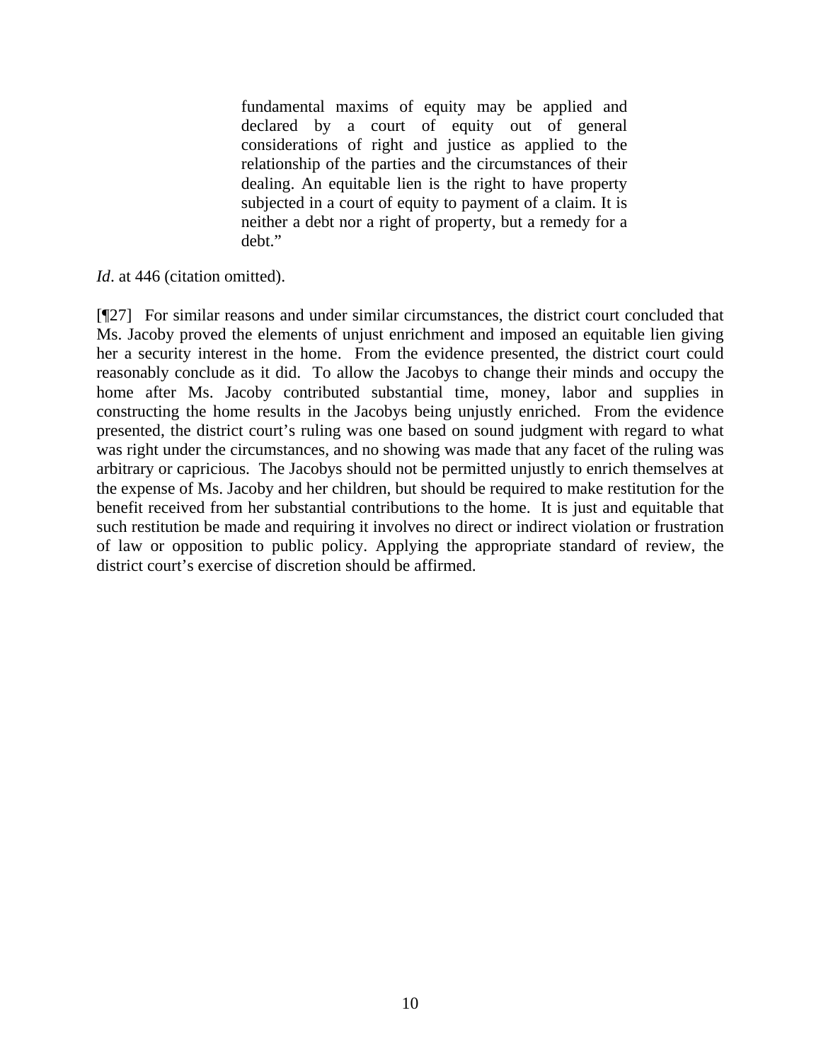> fundamental maxims of equity may be applied and declared by a court of equity out of general considerations of right and justice as applied to the relationship of the parties and the circumstances of their dealing. An equitable lien is the right to have property subjected in a court of equity to payment of a claim. It is neither a debt nor a right of property, but a remedy for a debt."

*Id*. at 446 (citation omitted).

[¶27] For similar reasons and under similar circumstances, the district court concluded that Ms. Jacoby proved the elements of unjust enrichment and imposed an equitable lien giving her a security interest in the home. From the evidence presented, the district court could reasonably conclude as it did. To allow the Jacobys to change their minds and occupy the home after Ms. Jacoby contributed substantial time, money, labor and supplies in constructing the home results in the Jacobys being unjustly enriched. From the evidence presented, the district court's ruling was one based on sound judgment with regard to what was right under the circumstances, and no showing was made that any facet of the ruling was arbitrary or capricious. The Jacobys should not be permitted unjustly to enrich themselves at the expense of Ms. Jacoby and her children, but should be required to make restitution for the benefit received from her substantial contributions to the home. It is just and equitable that such restitution be made and requiring it involves no direct or indirect violation or frustration of law or opposition to public policy. Applying the appropriate standard of review, the district court's exercise of discretion should be affirmed.